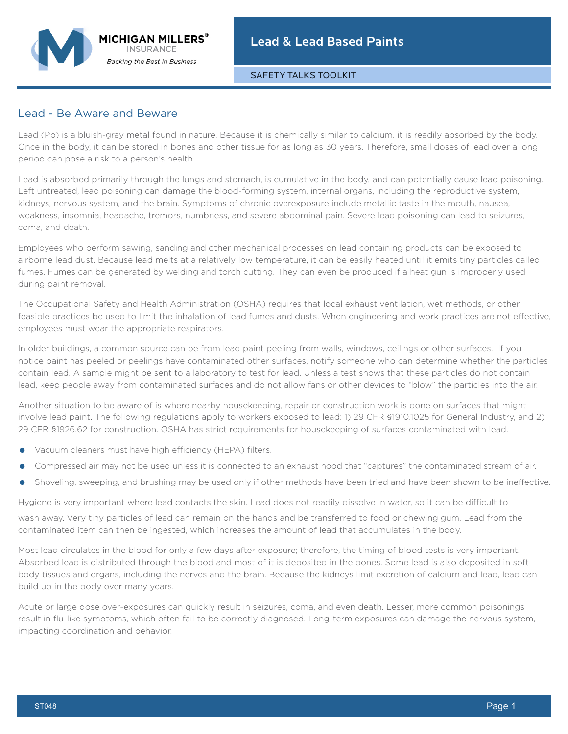# Lead & Lead Based Paints

SAFETY TALKS TOOLKIT

## Lead - Be Aware and Beware

Lead (Pb) is a bluish-gray metal found in nature. Because it is chemically similar to calcium, it is readily absorbed by the body. Once in the body, it can be stored in bones and other tissue for as long as 30 years. Therefore, small doses of lead over a long period can pose a risk to a person's health.

Lead is absorbed primarily through the lungs and stomach, is cumulative in the body, and can potentially cause lead poisoning. Left untreated, lead poisoning can damage the blood-forming system, internal organs, including the reproductive system, kidneys, nervous system, and the brain. Symptoms of chronic overexposure include metallic taste in the mouth, nausea, weakness, insomnia, headache, tremors, numbness, and severe abdominal pain. Severe lead poisoning can lead to seizures, coma, and death.

Employees who perform sawing, sanding and other mechanical processes on lead containing products can be exposed to airborne lead dust. Because lead melts at a relatively low temperature, it can be easily heated until it emits tiny particles called fumes. Fumes can be generated by welding and torch cutting. They can even be produced if a heat gun is improperly used during paint removal.

The Occupational Safety and Health Administration (OSHA) requires that local exhaust ventilation, wet methods, or other feasible practices be used to limit the inhalation of lead fumes and dusts. When engineering and work practices are not effective, employees must wear the appropriate respirators.

In older buildings, a common source can be from lead paint peeling from walls, windows, ceilings or other surfaces. If you notice paint has peeled or peelings have contaminated other surfaces, notify someone who can determine whether the particles contain lead. A sample might be sent to a laboratory to test for lead. Unless a test shows that these particles do not contain lead, keep people away from contaminated surfaces and do not allow fans or other devices to "blow" the particles into the air.

Another situation to be aware of is where nearby housekeeping, repair or construction work is done on surfaces that might involve lead paint. The following regulations apply to workers exposed to lead: 1) 29 CFR §1910.1025 for General Industry, and 2) 29 CFR §1926.62 for construction. OSHA has strict requirements for housekeeping of surfaces contaminated with lead.

- Vacuum cleaners must have high efficiency (HEPA) filters.
- Compressed air may not be used unless it is connected to an exhaust hood that "captures" the contaminated stream of air.
- Shoveling, sweeping, and brushing may be used only if other methods have been tried and have been shown to be ineffective.

Hygiene is very important where lead contacts the skin. Lead does not readily dissolve in water, so it can be difficult to wash away. Very tiny particles of lead can remain on the hands and be transferred to food or chewing gum. Lead from the contaminated item can then be ingested, which increases the amount of lead that accumulates in the body.

Most lead circulates in the blood for only a few days after exposure; therefore, the timing of blood tests is very important. Absorbed lead is distributed through the blood and most of it is deposited in the bones. Some lead is also deposited in soft body tissues and organs, including the nerves and the brain. Because the kidneys limit excretion of calcium and lead, lead can build up in the body over many years.

Acute or large dose over-exposures can quickly result in seizures, coma, and even death. Lesser, more common poisonings result in flu-like symptoms, which often fail to be correctly diagnosed. Long-term exposures can damage the nervous system, impacting coordination and behavior.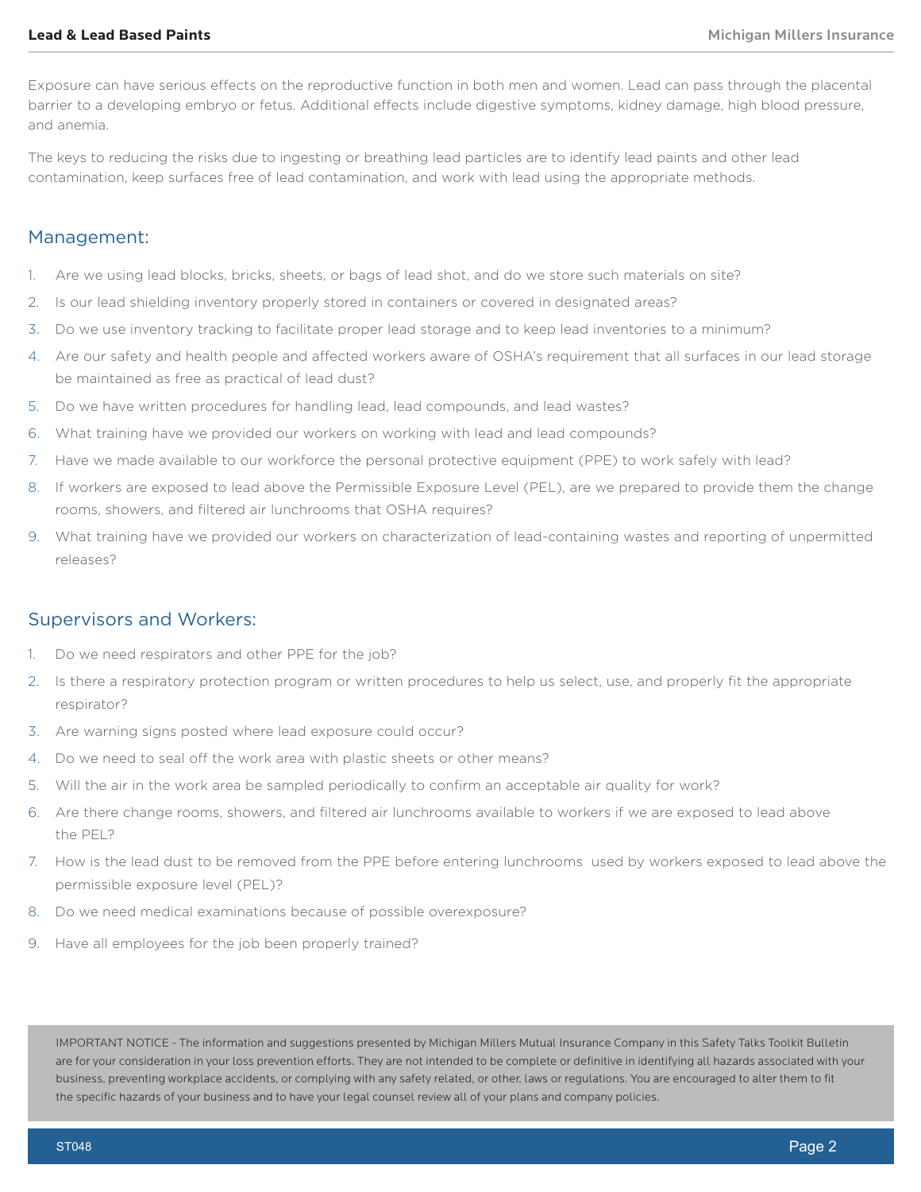Exposure can have serious effects on the reproductive function in both men and women. Lead can pass through the placental barrier to a developing embryo or fetus. Additional effects include digestive symptoms, kidney damage, high blood pressure, and anemia.

The keys to reducing the risks due to ingesting or breathing lead particles are to identify lead paints and other lead contamination, keep surfaces free of lead contamination, and work with lead using the appropriate methods.

## Management:

1. Are we using lead blocks, bricks, sheets, or bags of lead shot, and do we store such materials on site?
2. Is our lead shielding inventory properly stored in containers or covered in designated areas?
3. Do we use inventory tracking to facilitate proper lead storage and to keep lead inventories to a minimum?
4. Are our safety and health people and affected workers aware of OSHA's requirement that all surfaces in our lead storage be maintained as free as practical of lead dust?
5. Do we have written procedures for handling lead, lead compounds, and lead wastes?
6. What training have we provided our workers on working with lead and lead compounds?
7. Have we made available to our workforce the personal protective equipment (PPE) to work safely with lead?
8. If workers are exposed to lead above the Permissible Exposure Level (PEL), are we prepared to provide them the change rooms, showers, and filtered air lunchrooms that OSHA requires?
9. What training have we provided our workers on characterization of lead-containing wastes and reporting of unpermitted releases?

## Supervisors and Workers:

1. Do we need respirators and other PPE for the job?
2. Is there a respiratory protection program or written procedures to help us select, use, and properly fit the appropriate respirator?
3. Are warning signs posted where lead exposure could occur?
4. Do we need to seal off the work area with plastic sheets or other means?
5. Will the air in the work area be sampled periodically to confirm an acceptable air quality for work?
6. Are there change rooms, showers, and filtered air lunchrooms available to workers if we are exposed to lead above the PEL?
7. How is the lead dust to be removed from the PPE before entering lunchrooms used by workers exposed to lead above the permissible exposure level (PEL)?
8. Do we need medical examinations because of possible overexposure?
9. Have all employees for the job been properly trained?

IMPORTANT NOTICE - The information and suggestions presented by Michigan Millers Mutual Insurance Company in this Safety Talks Toolkit Bulletin are for your consideration in your loss prevention efforts. They are not intended to be complete or definitive in identifying all hazards associated with your business, preventing workplace accidents, or complying with any safety related, or other, laws or regulations. You are encouraged to alter them to fit the specific hazards of your business and to have your legal counsel review all of your plans and company policies.